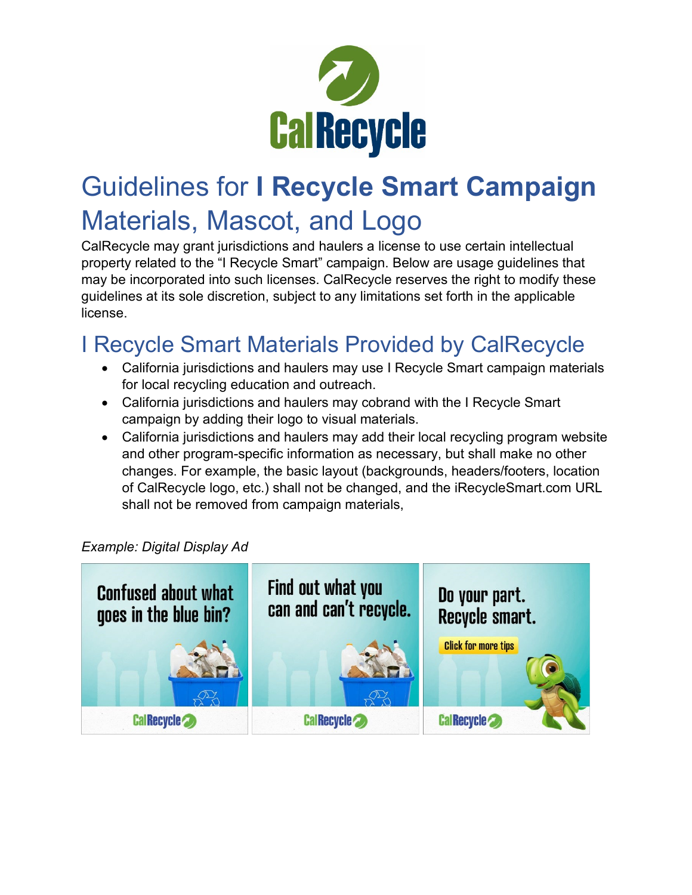# Guidelines for **I Recycle Smart Campaign** Materials, Mascot, and Logo

CalRecycle may grant jurisdictions and haulers a license to use certain intellectual property related to the "I Recycle Smart" campaign. Below are usage guidelines that may be incorporated into such licenses. CalRecycle reserves the right to modify these guidelines at its sole discretion, subject to any limitations set forth in the applicable license.

## I Recycle Smart Materials Provided by CalRecycle

- California jurisdictions and haulers may use I Recycle Smart campaign materials for local recycling education and outreach.
- California jurisdictions and haulers may cobrand with the I Recycle Smart campaign by adding their logo to visual materials.
- California jurisdictions and haulers may add their local recycling program website and other program-specific information as necessary, but shall make no other changes. For example, the basic layout (backgrounds, headers/footers, location of CalRecycle logo, etc.) shall not be changed, and the iRecycleSmart.com URL shall not be removed from campaign materials,

*Example: Digital Display Ad*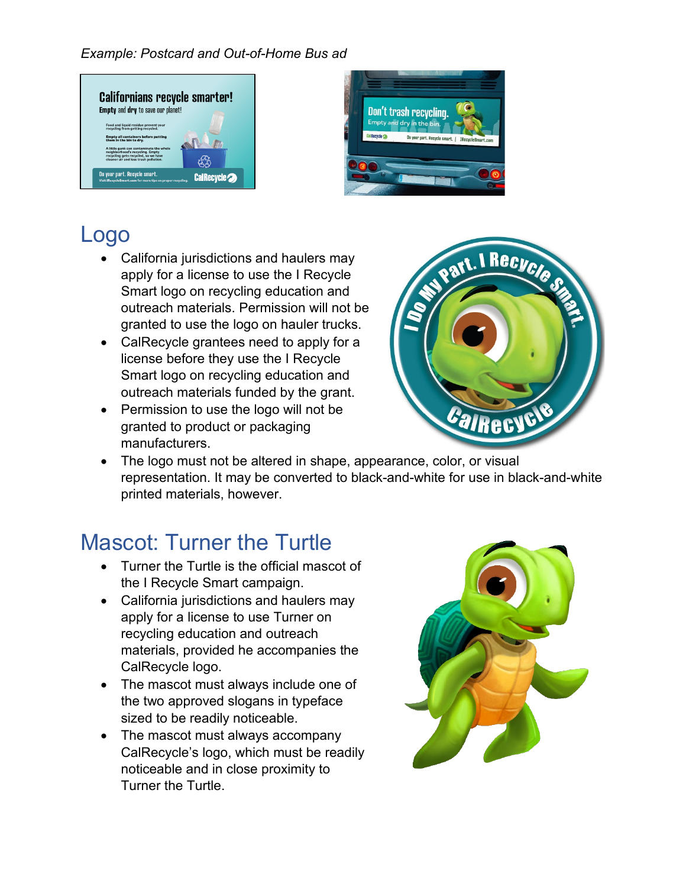*Example: Postcard and Out-of-Home Bus ad*

## Logo

- California jurisdictions and haulers may apply for a license to use the I Recycle Smart logo on recycling education and outreach materials. Permission will not be granted to use the logo on hauler trucks.
- CalRecycle grantees need to apply for a license before they use the I Recycle Smart logo on recycling education and outreach materials funded by the grant.
- Permission to use the logo will not be granted to product or packaging manufacturers.
- The logo must not be altered in shape, appearance, color, or visual representation. It may be converted to black-and-white for use in black-and-white printed materials, however.

## Mascot: Turner the Turtle

- Turner the Turtle is the official mascot of the I Recycle Smart campaign.
- California jurisdictions and haulers may apply for a license to use Turner on recycling education and outreach materials, provided he accompanies the CalRecycle logo.
- The mascot must always include one of the two approved slogans in typeface sized to be readily noticeable.
- The mascot must always accompany CalRecycle's logo, which must be readily noticeable and in close proximity to Turner the Turtle.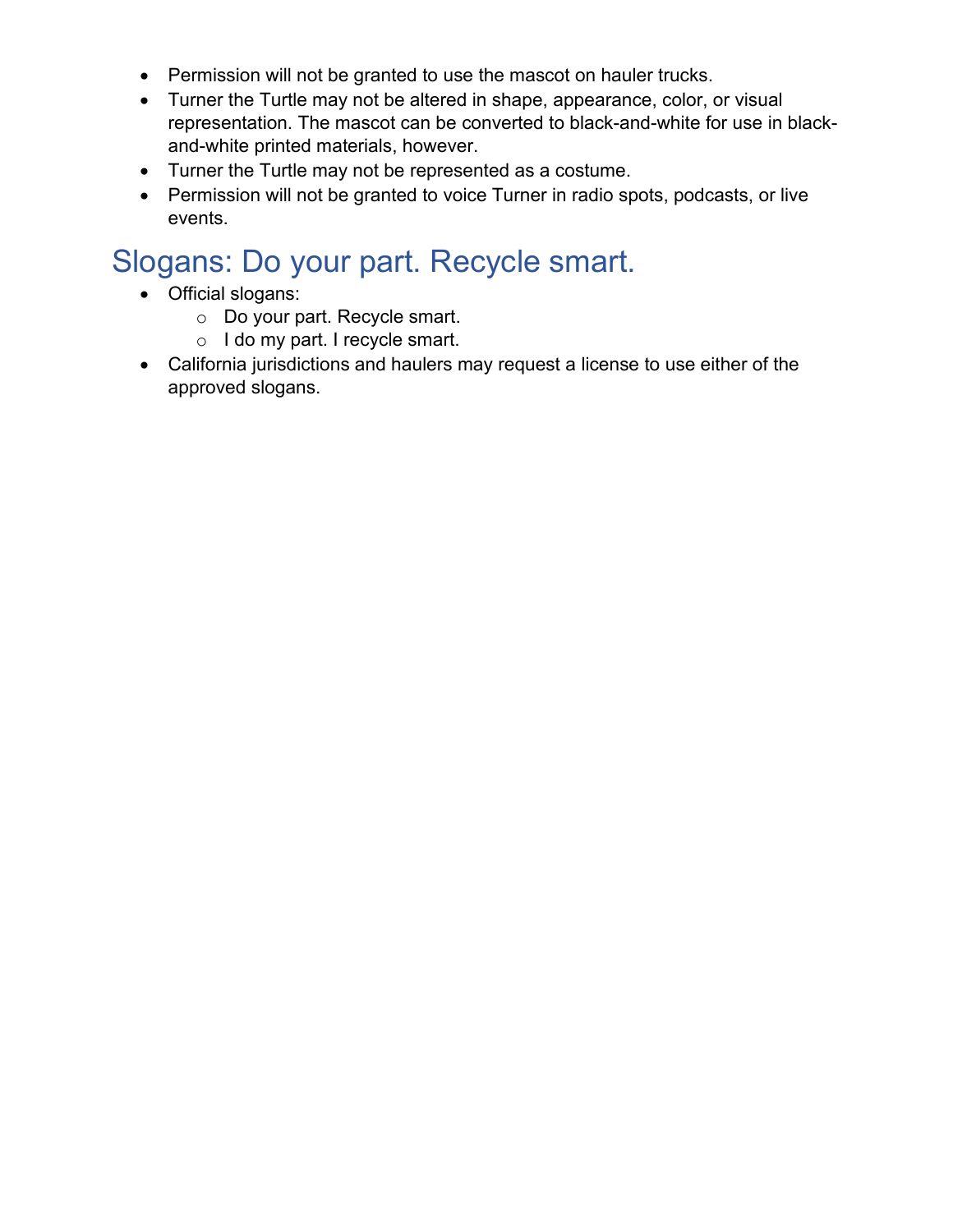- Permission will not be granted to use the mascot on hauler trucks.
- Turner the Turtle may not be altered in shape, appearance, color, or visual representation. The mascot can be converted to black-and-white for use in black-and-white printed materials, however.
- Turner the Turtle may not be represented as a costume.
- Permission will not be granted to voice Turner in radio spots, podcasts, or live events.

## Slogans: Do your part. Recycle smart.

- Official slogans:
  - Do your part. Recycle smart.
  - I do my part. I recycle smart.
- California jurisdictions and haulers may request a license to use either of the approved slogans.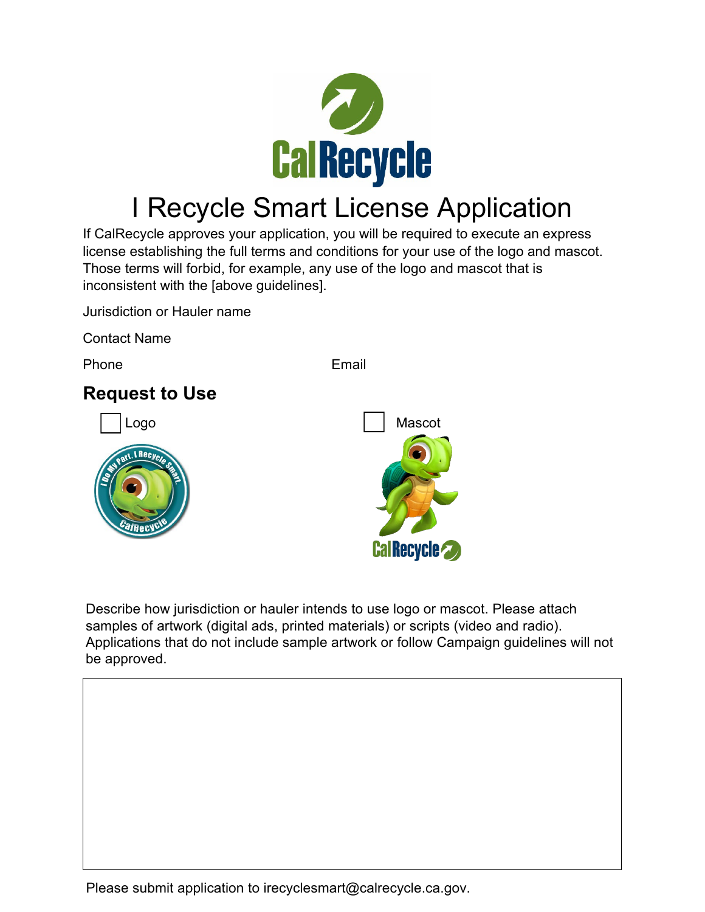# I Recycle Smart License Application

If CalRecycle approves your application, you will be required to execute an express license establishing the full terms and conditions for your use of the logo and mascot. Those terms will forbid, for example, any use of the logo and mascot that is inconsistent with the [above guidelines].

Jurisdiction or Hauler name

Contact Name

Phone

Email

## Request to Use

☐ Logo

☐ Mascot

Describe how jurisdiction or hauler intends to use logo or mascot. Please attach samples of artwork (digital ads, printed materials) or scripts (video and radio). Applications that do not include sample artwork or follow Campaign guidelines will not be approved.

Please submit application to irecyclesmart@calrecycle.ca.gov.